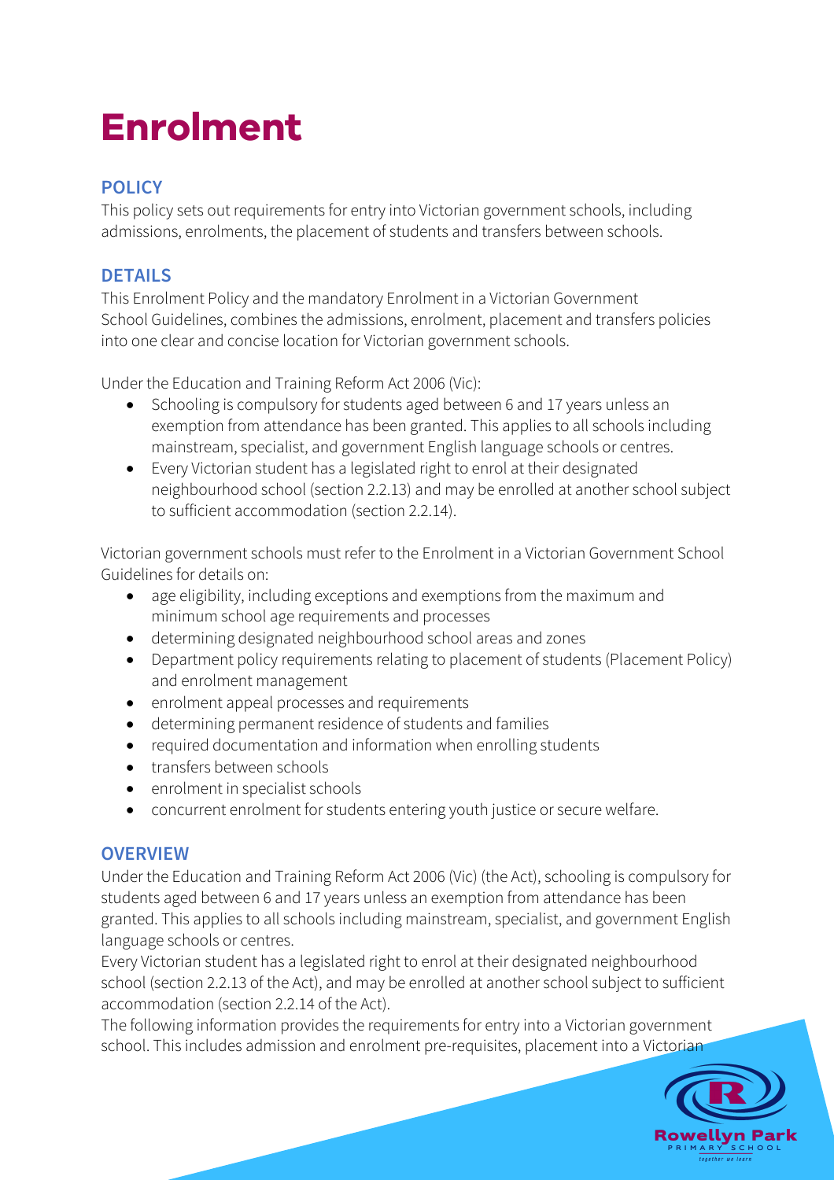# Enrolment

## POLICY

This policy sets out requirements for entry into Victorian government schools, including admissions, enrolments, the placement of students and transfers between schools.

## DETAILS

This Enrolment Policy and the mandatory Enrolment in a Victorian Government School Guidelines, combines the admissions, enrolment, placement and transfers policies into one clear and concise location for Victorian government schools.

Under the Education and Training Reform Act 2006 (Vic):

- Schooling is compulsory for students aged between 6 and 17 years unless an exemption from attendance has been granted. This applies to all schools including mainstream, specialist, and government English language schools or centres.
- Every Victorian student has a legislated right to enrol at their designated neighbourhood school (section 2.2.13) and may be enrolled at another school subject to sufficient accommodation (section 2.2.14).

Victorian government schools must refer to the Enrolment in a Victorian Government School Guidelines for details on:

- age eligibility, including exceptions and exemptions from the maximum and minimum school age requirements and processes
- determining designated neighbourhood school areas and zones
- Department policy requirements relating to placement of students (Placement Policy) and enrolment management
- enrolment appeal processes and requirements
- determining permanent residence of students and families
- required documentation and information when enrolling students
- transfers between schools
- enrolment in specialist schools
- concurrent enrolment for students entering youth justice or secure welfare.

## OVERVIEW

Under the Education and Training Reform Act 2006 (Vic) (the Act), schooling is compulsory for students aged between 6 and 17 years unless an exemption from attendance has been granted. This applies to all schools including mainstream, specialist, and government English language schools or centres.

Every Victorian student has a legislated right to enrol at their designated neighbourhood school (section 2.2.13 of the Act), and may be enrolled at another school subject to sufficient accommodation (section 2.2.14 of the Act).

The following information provides the requirements for entry into a Victorian government school. This includes admission and enrolment pre-requisites, placement into a Victorian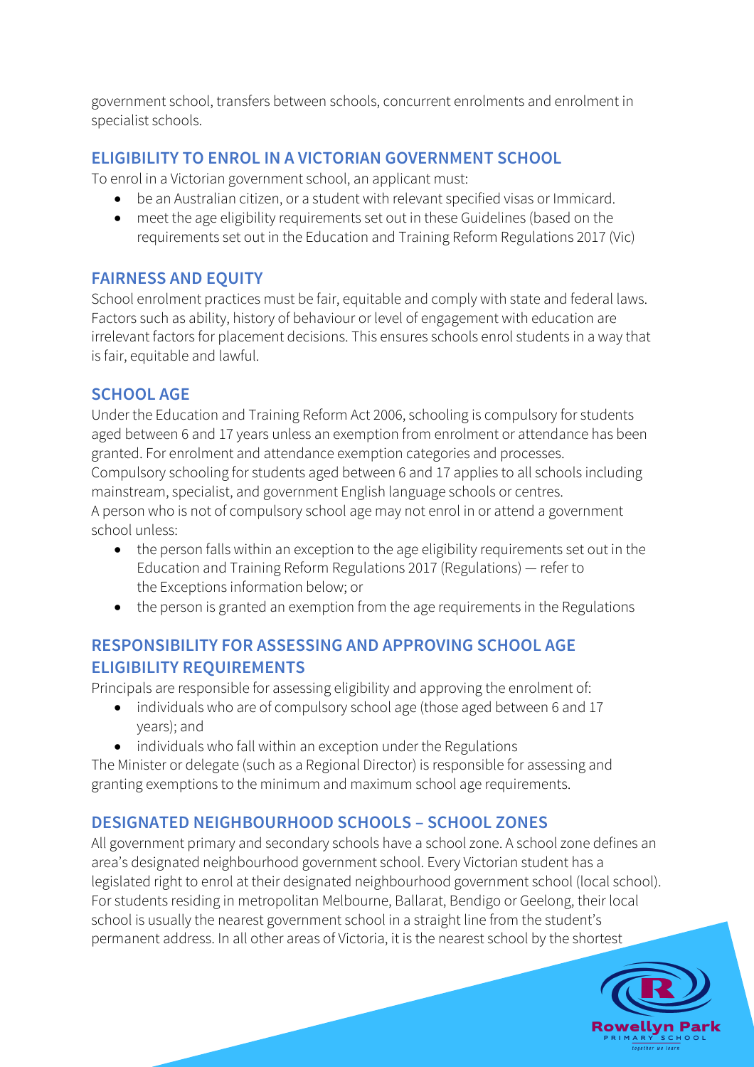government school, transfers between schools, concurrent enrolments and enrolment in specialist schools.

## ELIGIBILITY TO ENROL IN A VICTORIAN GOVERNMENT SCHOOL

To enrol in a Victorian government school, an applicant must:

- be an Australian citizen, or a student with relevant specified visas or Immicard.
- meet the age eligibility requirements set out in these Guidelines (based on the requirements set out in the Education and Training Reform Regulations 2017 (Vic)

## FAIRNESS AND EQUITY

School enrolment practices must be fair, equitable and comply with state and federal laws. Factors such as ability, history of behaviour or level of engagement with education are irrelevant factors for placement decisions. This ensures schools enrol students in a way that is fair, equitable and lawful.

## SCHOOL AGE

Under the Education and Training Reform Act 2006, schooling is compulsory for students aged between 6 and 17 years unless an exemption from enrolment or attendance has been granted. For enrolment and attendance exemption categories and processes.
Compulsory schooling for students aged between 6 and 17 applies to all schools including mainstream, specialist, and government English language schools or centres.
A person who is not of compulsory school age may not enrol in or attend a government school unless:

- the person falls within an exception to the age eligibility requirements set out in the Education and Training Reform Regulations 2017 (Regulations) — refer to the Exceptions information below; or
- the person is granted an exemption from the age requirements in the Regulations

## RESPONSIBILITY FOR ASSESSING AND APPROVING SCHOOL AGE ELIGIBILITY REQUIREMENTS

Principals are responsible for assessing eligibility and approving the enrolment of:

- individuals who are of compulsory school age (those aged between 6 and 17 years); and
- individuals who fall within an exception under the Regulations

The Minister or delegate (such as a Regional Director) is responsible for assessing and granting exemptions to the minimum and maximum school age requirements.

## DESIGNATED NEIGHBOURHOOD SCHOOLS – SCHOOL ZONES

All government primary and secondary schools have a school zone. A school zone defines an area's designated neighbourhood government school. Every Victorian student has a legislated right to enrol at their designated neighbourhood government school (local school). For students residing in metropolitan Melbourne, Ballarat, Bendigo or Geelong, their local school is usually the nearest government school in a straight line from the student's permanent address. In all other areas of Victoria, it is the nearest school by the shortest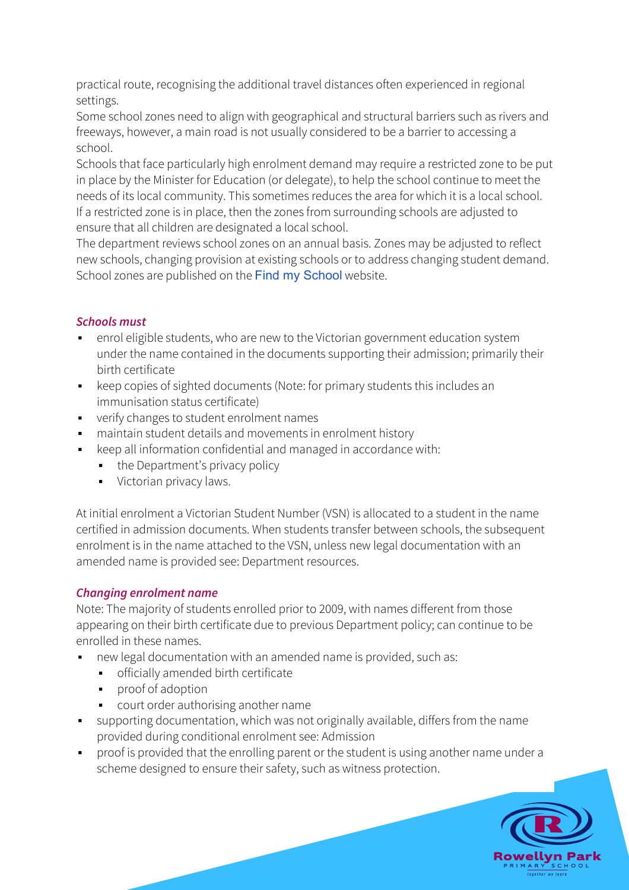practical route, recognising the additional travel distances often experienced in regional settings.

Some school zones need to align with geographical and structural barriers such as rivers and freeways, however, a main road is not usually considered to be a barrier to accessing a school.

Schools that face particularly high enrolment demand may require a restricted zone to be put in place by the Minister for Education (or delegate), to help the school continue to meet the needs of its local community. This sometimes reduces the area for which it is a local school. If a restricted zone is in place, then the zones from surrounding schools are adjusted to ensure that all children are designated a local school.

The department reviews school zones on an annual basis. Zones may be adjusted to reflect new schools, changing provision at existing schools or to address changing student demand. School zones are published on the Find my School website.

***Schools must***

- enrol eligible students, who are new to the Victorian government education system under the name contained in the documents supporting their admission; primarily their birth certificate
- keep copies of sighted documents (Note: for primary students this includes an immunisation status certificate)
- verify changes to student enrolment names
- maintain student details and movements in enrolment history
- keep all information confidential and managed in accordance with:
  - the Department's privacy policy
  - Victorian privacy laws.

At initial enrolment a Victorian Student Number (VSN) is allocated to a student in the name certified in admission documents. When students transfer between schools, the subsequent enrolment is in the name attached to the VSN, unless new legal documentation with an amended name is provided see: Department resources.

***Changing enrolment name***

Note: The majority of students enrolled prior to 2009, with names different from those appearing on their birth certificate due to previous Department policy; can continue to be enrolled in these names.

- new legal documentation with an amended name is provided, such as:
  - officially amended birth certificate
  - proof of adoption
  - court order authorising another name
- supporting documentation, which was not originally available, differs from the name provided during conditional enrolment see: Admission
- proof is provided that the enrolling parent or the student is using another name under a scheme designed to ensure their safety, such as witness protection.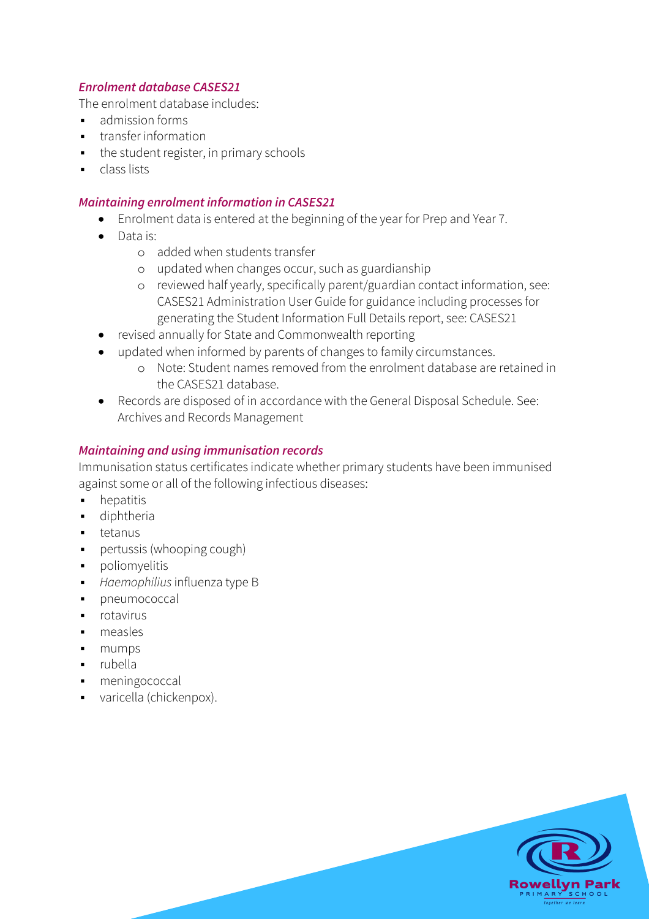### *Enrolment database CASES21*

The enrolment database includes:

- admission forms
- transfer information
- the student register, in primary schools
- class lists

### *Maintaining enrolment information in CASES21*

- Enrolment data is entered at the beginning of the year for Prep and Year 7.
- Data is:
  - added when students transfer
  - updated when changes occur, such as guardianship
  - reviewed half yearly, specifically parent/guardian contact information, see: CASES21 Administration User Guide for guidance including processes for generating the Student Information Full Details report, see: CASES21
- revised annually for State and Commonwealth reporting
- updated when informed by parents of changes to family circumstances.
  - Note: Student names removed from the enrolment database are retained in the CASES21 database.
- Records are disposed of in accordance with the General Disposal Schedule. See: Archives and Records Management

### *Maintaining and using immunisation records*

Immunisation status certificates indicate whether primary students have been immunised against some or all of the following infectious diseases:

- hepatitis
- diphtheria
- tetanus
- pertussis (whooping cough)
- poliomyelitis
- *Haemophilius* influenza type B
- pneumococcal
- rotavirus
- measles
- mumps
- rubella
- meningococcal
- varicella (chickenpox).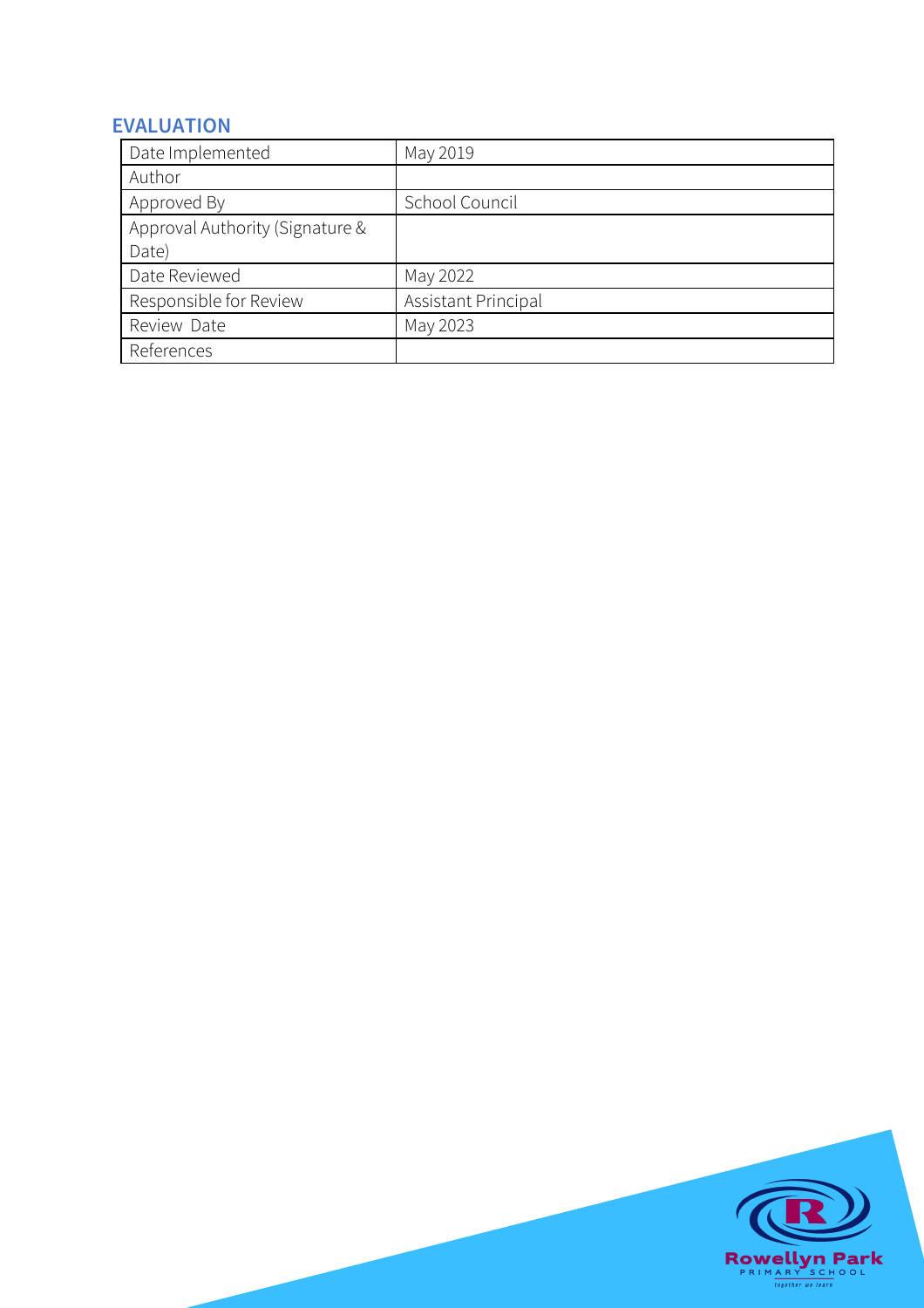## EVALUATION

| | |
|---|---|
| Date Implemented | May 2019 |
| Author | |
| Approved By | School Council |
| Approval Authority (Signature & Date) | |
| Date Reviewed | May 2022 |
| Responsible for Review | Assistant Principal |
| Review Date | May 2023 |
| References | |